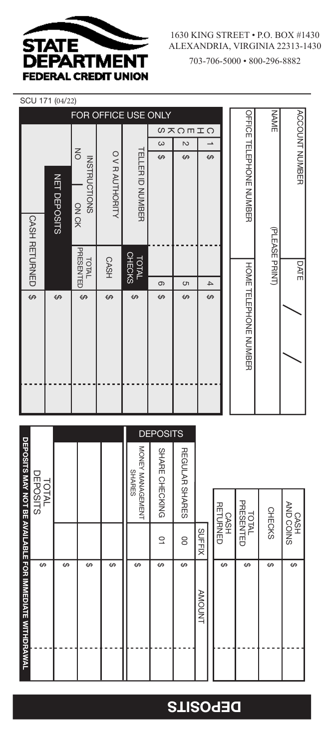# STATE DEPARTMENT FEDERAL CREDIT UNION

1630 KING STREET • P.O. BOX #1430
ALEXANDRIA, VIRGINIA 22313-1430

703-706-5000 • 800-296-8882

SCU 171 (04/22)

| ACCOUNT NUMBER | DATE / / |
|---|---|
| NAME (PLEASE PRINT) | |
| OFFICE TELEPHONE NUMBER | HOME TELEPHONE NUMBER |

## FOR OFFICE USE ONLY

| CHECKS | | | | |
|---|---|---|---|---|
| 1 | $ | | 4 | $ |
| 2 | $ | | 5 | $ |
| 3 | $ | | 6 | $ |
| TELLER ID NUMBER | | | TOTAL CHECKS | $ |
| O V R AUTHORITY | | | CASH | $ |
| INSTRUCTIONS NO ON CK | | | TOTAL PRESENTED | $ |
| NET DEPOSITS | | | | $ |
| CASH RETURNED | | | | $ |

| | |
|---|---|
| CASH AND COINS | $ |
| CHECKS | $ |
| TOTAL PRESENTED | $ |
| CASH RETURNED | $ |

## DEPOSITS

| | SUFFIX | AMOUNT |
|---|---|---|
| REGULAR SHARES | 00 | $ |
| SHARE CHECKING | 01 | $ |
| MONEY MANAGEMENT SHARES | | $ |
| | | $ |
| | | $ |
| | | $ |
| TOTAL DEPOSITS | | $ |

**DEPOSITS MAY NOT BE AVAILABLE FOR IMMEDIATE WITHDRAWAL**

**DEPOSITS**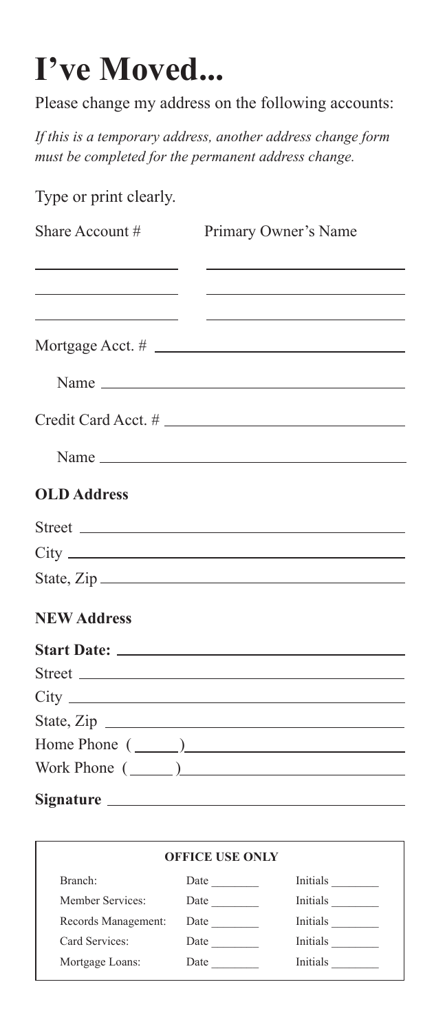# I've Moved...

Please change my address on the following accounts:

*If this is a temporary address, another address change form must be completed for the permanent address change.*

Type or print clearly.

| Share Account # | Primary Owner's Name |
|---|---|
| ______________ | ______________ |
| ______________ | ______________ |
| ______________ | ______________ |

Mortgage Acct. # ______________

Name ______________

Credit Card Acct. # ______________

Name ______________

**OLD Address**

Street ______________

City ______________

State, Zip ______________

**NEW Address**

**Start Date:** ______________

Street ______________

City ______________

State, Zip ______________

Home Phone (_____) ______________

Work Phone (_____) ______________

**Signature** ______________

**OFFICE USE ONLY**

| | | |
|---|---|---|
| Branch: | Date ________ | Initials ________ |
| Member Services: | Date ________ | Initials ________ |
| Records Management: | Date ________ | Initials ________ |
| Card Services: | Date ________ | Initials ________ |
| Mortgage Loans: | Date ________ | Initials ________ |